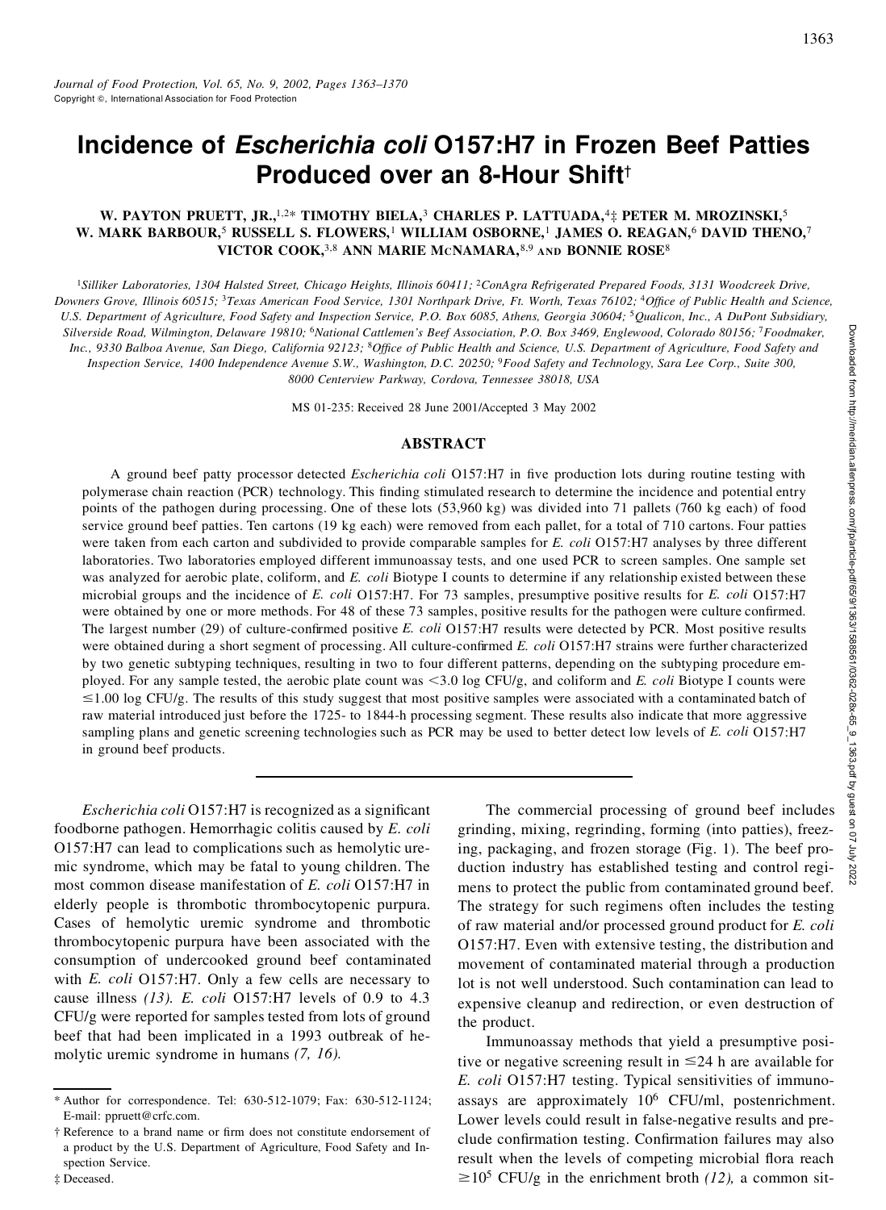# Incidence of *Escherichia coli* O157:H7 in Frozen Beef Patties Produced over an 8-Hour Shift[†]

W. PAYTON PRUETT, JR.,[1,2*] TIMOTHY BIELA,[3] CHARLES P. LATTUADA,[4‡] PETER M. MROZINSKI,[5] W. MARK BARBOUR,[5] RUSSELL S. FLOWERS,[1] WILLIAM OSBORNE,[1] JAMES O. REAGAN,[6] DAVID THENO,[7] VICTOR COOK,[3,8] ANN MARIE MCNAMARA,[8,9] AND BONNIE ROSE[8]

[1]*Silliker Laboratories, 1304 Halsted Street, Chicago Heights, Illinois 60411;* [2]*ConAgra Refrigerated Prepared Foods, 3131 Woodcreek Drive, Downers Grove, Illinois 60515;* [3]*Texas American Food Service, 1301 Northpark Drive, Ft. Worth, Texas 76102;* [4]*Office of Public Health and Science, U.S. Department of Agriculture, Food Safety and Inspection Service, P.O. Box 6085, Athens, Georgia 30604;* [5]*Qualicon, Inc., A DuPont Subsidiary, Silverside Road, Wilmington, Delaware 19810;* [6]*National Cattlemen's Beef Association, P.O. Box 3469, Englewood, Colorado 80156;* [7]*Foodmaker, Inc., 9330 Balboa Avenue, San Diego, California 92123;* [8]*Office of Public Health and Science, U.S. Department of Agriculture, Food Safety and Inspection Service, 1400 Independence Avenue S.W., Washington, D.C. 20250;* [9]*Food Safety and Technology, Sara Lee Corp., Suite 300, 8000 Centerview Parkway, Cordova, Tennessee 38018, USA*

MS 01-235: Received 28 June 2001/Accepted 3 May 2002

## ABSTRACT

A ground beef patty processor detected *Escherichia coli* O157:H7 in five production lots during routine testing with polymerase chain reaction (PCR) technology. This finding stimulated research to determine the incidence and potential entry points of the pathogen during processing. One of these lots (53,960 kg) was divided into 71 pallets (760 kg each) of food service ground beef patties. Ten cartons (19 kg each) were removed from each pallet, for a total of 710 cartons. Four patties were taken from each carton and subdivided to provide comparable samples for *E. coli* O157:H7 analyses by three different laboratories. Two laboratories employed different immunoassay tests, and one used PCR to screen samples. One sample set was analyzed for aerobic plate, coliform, and *E. coli* Biotype I counts to determine if any relationship existed between these microbial groups and the incidence of *E. coli* O157:H7. For 73 samples, presumptive positive results for *E. coli* O157:H7 were obtained by one or more methods. For 48 of these 73 samples, positive results for the pathogen were culture confirmed. The largest number (29) of culture-confirmed positive *E. coli* O157:H7 results were detected by PCR. Most positive results were obtained during a short segment of processing. All culture-confirmed *E. coli* O157:H7 strains were further characterized by two genetic subtyping techniques, resulting in two to four different patterns, depending on the subtyping procedure employed. For any sample tested, the aerobic plate count was $<3.0$ log CFU/g, and coliform and *E. coli* Biotype I counts were $\leq 1.00$ log CFU/g. The results of this study suggest that most positive samples were associated with a contaminated batch of raw material introduced just before the 1725- to 1844-h processing segment. These results also indicate that more aggressive sampling plans and genetic screening technologies such as PCR may be used to better detect low levels of *E. coli* O157:H7 in ground beef products.

---

*Escherichia coli* O157:H7 is recognized as a significant foodborne pathogen. Hemorrhagic colitis caused by *E. coli* O157:H7 can lead to complications such as hemolytic uremic syndrome, which may be fatal to young children. The most common disease manifestation of *E. coli* O157:H7 in elderly people is thrombotic thrombocytopenic purpura. Cases of hemolytic uremic syndrome and thrombotic thrombocytopenic purpura have been associated with the consumption of undercooked ground beef contaminated with *E. coli* O157:H7. Only a few cells are necessary to cause illness *(13)*. *E. coli* O157:H7 levels of 0.9 to 4.3 CFU/g were reported for samples tested from lots of ground beef that had been implicated in a 1993 outbreak of hemolytic uremic syndrome in humans *(7, 16)*.

The commercial processing of ground beef includes grinding, mixing, regrinding, forming (into patties), freezing, packaging, and frozen storage (Fig. 1). The beef production industry has established testing and control regimens to protect the public from contaminated ground beef. The strategy for such regimens often includes the testing of raw material and/or processed ground product for *E. coli* O157:H7. Even with extensive testing, the distribution and movement of contaminated material through a production lot is not well understood. Such contamination can lead to expensive cleanup and redirection, or even destruction of the product.

Immunoassay methods that yield a presumptive positive or negative screening result in $\leq 24$ h are available for *E. coli* O157:H7 testing. Typical sensitivities of immunoassays are approximately $10^6$ CFU/ml, postenrichment. Lower levels could result in false-negative results and preclude confirmation testing. Confirmation failures may also result when the levels of competing microbial flora reach $\geq 10^5$ CFU/g in the enrichment broth *(12)*, a common sit-

\* Author for correspondence. Tel: 630-512-1079; Fax: 630-512-1124; E-mail: ppruett@crfc.com.

† Reference to a brand name or firm does not constitute endorsement of a product by the U.S. Department of Agriculture, Food Safety and Inspection Service.

‡ Deceased.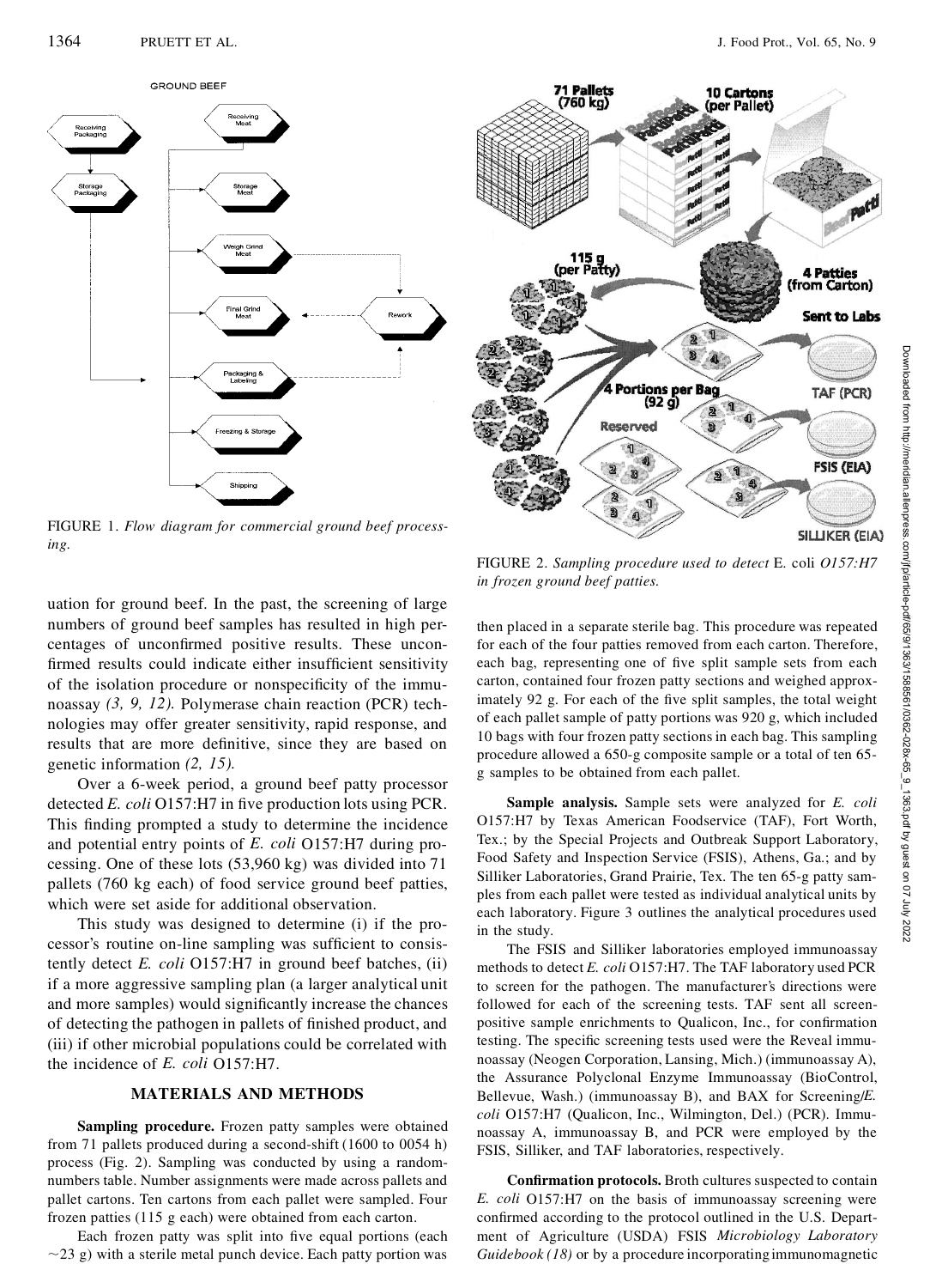FIGURE 1. *Flow diagram for commercial ground beef processing.*

FIGURE 2. *Sampling procedure used to detect* E. coli *O157:H7 in frozen ground beef patties.*

uation for ground beef. In the past, the screening of large numbers of ground beef samples has resulted in high percentages of unconfirmed positive results. These unconfirmed results could indicate either insufficient sensitivity of the isolation procedure or nonspecificity of the immunoassay *(3, 9, 12).* Polymerase chain reaction (PCR) technologies may offer greater sensitivity, rapid response, and results that are more definitive, since they are based on genetic information *(2, 15).*

Over a 6-week period, a ground beef patty processor detected *E. coli* O157:H7 in five production lots using PCR. This finding prompted a study to determine the incidence and potential entry points of *E. coli* O157:H7 during processing. One of these lots (53,960 kg) was divided into 71 pallets (760 kg each) of food service ground beef patties, which were set aside for additional observation.

This study was designed to determine (i) if the processor's routine on-line sampling was sufficient to consistently detect *E. coli* O157:H7 in ground beef batches, (ii) if a more aggressive sampling plan (a larger analytical unit and more samples) would significantly increase the chances of detecting the pathogen in pallets of finished product, and (iii) if other microbial populations could be correlated with the incidence of *E. coli* O157:H7.

## MATERIALS AND METHODS

**Sampling procedure.** Frozen patty samples were obtained from 71 pallets produced during a second-shift (1600 to 0054 h) process (Fig. 2). Sampling was conducted by using a random-numbers table. Number assignments were made across pallets and pallet cartons. Ten cartons from each pallet were sampled. Four frozen patties (115 g each) were obtained from each carton.

Each frozen patty was split into five equal portions (each ~23 g) with a sterile metal punch device. Each patty portion was then placed in a separate sterile bag. This procedure was repeated for each of the four patties removed from each carton. Therefore, each bag, representing one of five split sample sets from each carton, contained four frozen patty sections and weighed approximately 92 g. For each of the five split samples, the total weight of each pallet sample of patty portions was 920 g, which included 10 bags with four frozen patty sections in each bag. This sampling procedure allowed a 650-g composite sample or a total of ten 65-g samples to be obtained from each pallet.

**Sample analysis.** Sample sets were analyzed for *E. coli* O157:H7 by Texas American Foodservice (TAF), Fort Worth, Tex.; by the Special Projects and Outbreak Support Laboratory, Food Safety and Inspection Service (FSIS), Athens, Ga.; and by Silliker Laboratories, Grand Prairie, Tex. The ten 65-g patty samples from each pallet were tested as individual analytical units by each laboratory. Figure 3 outlines the analytical procedures used in the study.

The FSIS and Silliker laboratories employed immunoassay methods to detect *E. coli* O157:H7. The TAF laboratory used PCR to screen for the pathogen. The manufacturer's directions were followed for each of the screening tests. TAF sent all screen-positive sample enrichments to Qualicon, Inc., for confirmation testing. The specific screening tests used were the Reveal immunoassay (Neogen Corporation, Lansing, Mich.) (immunoassay A), the Assurance Polyclonal Enzyme Immunoassay (BioControl, Bellevue, Wash.) (immunoassay B), and BAX for Screening/*E. coli* O157:H7 (Qualicon, Inc., Wilmington, Del.) (PCR). Immunoassay A, immunoassay B, and PCR were employed by the FSIS, Silliker, and TAF laboratories, respectively.

**Confirmation protocols.** Broth cultures suspected to contain *E. coli* O157:H7 on the basis of immunoassay screening were confirmed according to the protocol outlined in the U.S. Department of Agriculture (USDA) FSIS *Microbiology Laboratory Guidebook (18)* or by a procedure incorporating immunomagnetic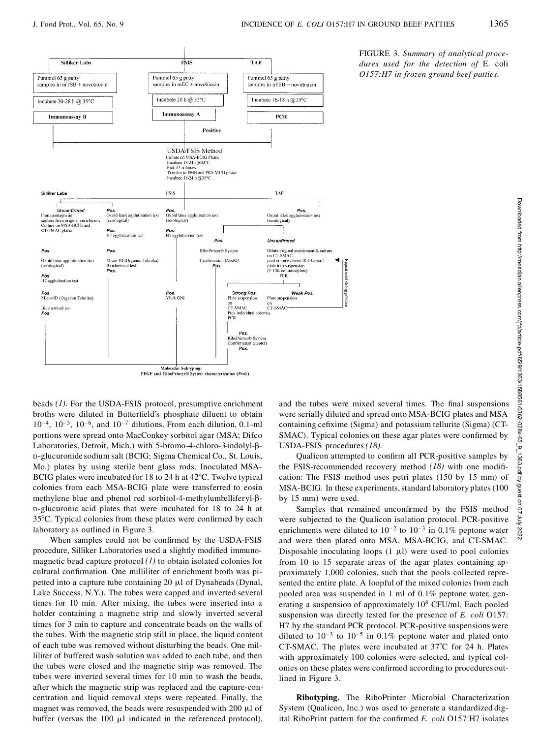FIGURE 3. *Summary of analytical procedures used for the detection of* E. coli *O157:H7 in frozen ground beef patties.*

beads *(1)*. For the USDA-FSIS protocol, presumptive enrichment broths were diluted in Butterfield's phosphate diluent to obtain $10^{-4}$, $10^{-5}$, $10^{-6}$, and $10^{-7}$ dilutions. From each dilution, 0.1-ml portions were spread onto MacConkey sorbitol agar (MSA; Difco Laboratories, Detroit, Mich.) with 5-bromo-4-chloro-3-indolyl-β-D-glucuronide sodium salt (BCIG; Sigma Chemical Co., St. Louis, Mo.) plates by using sterile bent glass rods. Inoculated MSA-BCIG plates were incubated for 18 to 24 h at 42°C. Twelve typical colonies from each MSA-BCIG plate were transferred to eosin methylene blue and phenol red sorbitol-4-methylumbelliferyl-β-D-glucuronic acid plates that were incubated for 18 to 24 h at 35°C. Typical colonies from these plates were confirmed by each laboratory as outlined in Figure 3.

When samples could not be confirmed by the USDA-FSIS procedure, Silliker Laboratories used a slightly modified immunomagnetic bead capture protocol *(1)* to obtain isolated colonies for cultural confirmation. One milliliter of enrichment broth was pipetted into a capture tube containing 20 μl of Dynabeads (Dynal, Lake Success, N.Y.). The tubes were capped and inverted several times for 10 min. After mixing, the tubes were inserted into a holder containing a magnetic strip and slowly inverted several times for 3 min to capture and concentrate beads on the walls of the tubes. With the magnetic strip still in place, the liquid content of each tube was removed without disturbing the beads. One milliliter of buffered wash solution was added to each tube, and then the tubes were closed and the magnetic strip was removed. The tubes were inverted several times for 10 min to wash the beads, after which the magnetic strip was replaced and the capture-concentration and liquid removal steps were repeated. Finally, the magnet was removed, the beads were resuspended with 200 μl of buffer (versus the 100 μl indicated in the referenced protocol), and the tubes were mixed several times. The final suspensions were serially diluted and spread onto MSA-BCIG plates and MSA containing cefixime (Sigma) and potassium tellurite (Sigma) (CT-SMAC). Typical colonies on these agar plates were confirmed by USDA-FSIS procedures *(18)*.

Qualicon attempted to confirm all PCR-positive samples by the FSIS-recommended recovery method *(18)* with one modification: The FSIS method uses petri plates (150 by 15 mm) of MSA-BCIG. In these experiments, standard laboratory plates (100 by 15 mm) were used.

Samples that remained unconfirmed by the FSIS method were subjected to the Qualicon isolation protocol. PCR-positive enrichments were diluted to $10^{-2}$ to $10^{-3}$ in 0.1% peptone water and were then plated onto MSA, MSA-BCIG, and CT-SMAC. Disposable inoculating loops (1 μl) were used to pool colonies from 10 to 15 separate areas of the agar plates containing approximately 1,000 colonies, such that the pools collected represented the entire plate. A loopful of the mixed colonies from each pooled area was suspended in 1 ml of 0.1% peptone water, generating a suspension of approximately $10^{8}$ CFU/ml. Each pooled suspension was directly tested for the presence of *E. coli* O157:H7 by the standard PCR protocol. PCR-positive suspensions were diluted to $10^{-3}$ to $10^{-5}$ in 0.1% peptone water and plated onto CT-SMAC. The plates were incubated at 37°C for 24 h. Plates with approximately 100 colonies were selected, and typical colonies on these plates were confirmed according to procedures outlined in Figure 3.

**Ribotyping.** The RiboPrinter Microbial Characterization System (Qualicon, Inc.) was used to generate a standardized digital RiboPrint pattern for the confirmed *E. coli* O157:H7 isolates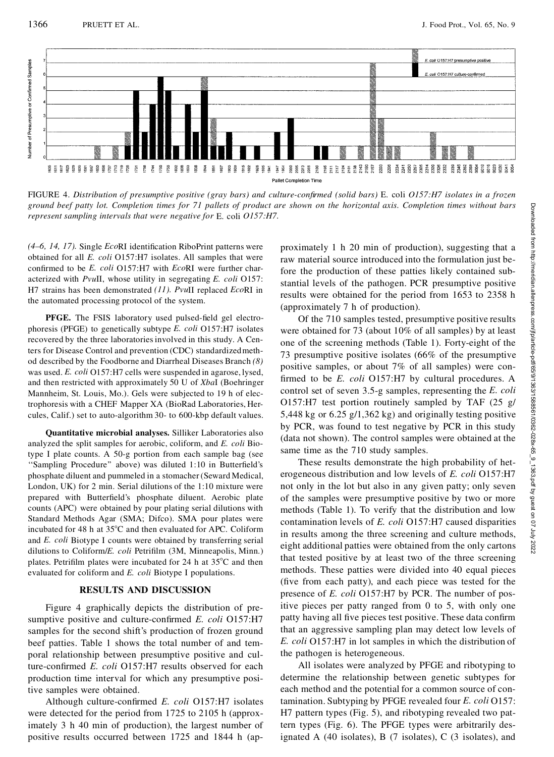FIGURE 4. *Distribution of presumptive positive (gray bars) and culture-confirmed (solid bars)* E. coli *O157:H7 isolates in a frozen ground beef patty lot. Completion times for 71 pallets of product are shown on the horizontal axis. Completion times without bars represent sampling intervals that were negative for* E. coli *O157:H7.*

*(4–6, 14, 17).* Single *Eco*RI identification RiboPrint patterns were obtained for all *E. coli* O157:H7 isolates. All samples that were confirmed to be *E. coli* O157:H7 with *Eco*RI were further characterized with *Pvu*II, whose utility in segregating *E. coli* O157:H7 strains has been demonstrated *(11)*. *Pvu*II replaced *Eco*RI in the automated processing protocol of the system.

**PFGE.** The FSIS laboratory used pulsed-field gel electrophoresis (PFGE) to genetically subtype *E. coli* O157:H7 isolates recovered by the three laboratories involved in this study. A Centers for Disease Control and prevention (CDC) standardized method described by the Foodborne and Diarrheal Diseases Branch *(8)* was used. *E. coli* O157:H7 cells were suspended in agarose, lysed, and then restricted with approximately 50 U of *Xba*I (Boehringer Mannheim, St. Louis, Mo.). Gels were subjected to 19 h of electrophoresis with a CHEF Mapper XA (BioRad Laboratories, Hercules, Calif.) set to auto-algorithm 30- to 600-kbp default values.

**Quantitative microbial analyses.** Silliker Laboratories also analyzed the split samples for aerobic, coliform, and *E. coli* Biotype I plate counts. A 50-g portion from each sample bag (see "Sampling Procedure" above) was diluted 1:10 in Butterfield's phosphate diluent and pummeled in a stomacher (Seward Medical, London, UK) for 2 min. Serial dilutions of the 1:10 mixture were prepared with Butterfield's phosphate diluent. Aerobic plate counts (APC) were obtained by pour plating serial dilutions with Standard Methods Agar (SMA; Difco). SMA pour plates were incubated for 48 h at 35°C and then evaluated for APC. Coliform and *E. coli* Biotype I counts were obtained by transferring serial dilutions to Coliform/*E. coli* Petrifilm (3M, Minneapolis, Minn.) plates. Petrifilm plates were incubated for 24 h at 35°C and then evaluated for coliform and *E. coli* Biotype I populations.

## RESULTS AND DISCUSSION

Figure 4 graphically depicts the distribution of presumptive positive and culture-confirmed *E. coli* O157:H7 samples for the second shift's production of frozen ground beef patties. Table 1 shows the total number of and temporal relationship between presumptive positive and culture-confirmed *E. coli* O157:H7 results observed for each production time interval for which any presumptive positive samples were obtained.

Although culture-confirmed *E. coli* O157:H7 isolates were detected for the period from 1725 to 2105 h (approximately 3 h 40 min of production), the largest number of positive results occurred between 1725 and 1844 h (approximately 1 h 20 min of production), suggesting that a raw material source introduced into the formulation just before the production of these patties likely contained substantial levels of the pathogen. PCR presumptive positive results were obtained for the period from 1653 to 2358 h (approximately 7 h of production).

Of the 710 samples tested, presumptive positive results were obtained for 73 (about 10% of all samples) by at least one of the screening methods (Table 1). Forty-eight of the 73 presumptive positive isolates (66% of the presumptive positive samples, or about 7% of all samples) were confirmed to be *E. coli* O157:H7 by cultural procedures. A control set of seven 3.5-g samples, representing the *E. coli* O157:H7 test portion routinely sampled by TAF (25 g/5,448 kg or 6.25 g/1,362 kg) and originally testing positive by PCR, was found to test negative by PCR in this study (data not shown). The control samples were obtained at the same time as the 710 study samples.

These results demonstrate the high probability of heterogeneous distribution and low levels of *E. coli* O157:H7 not only in the lot but also in any given patty; only seven of the samples were presumptive positive by two or more methods (Table 1). To verify that the distribution and low contamination levels of *E. coli* O157:H7 caused disparities in results among the three screening and culture methods, eight additional patties were obtained from the only cartons that tested positive by at least two of the three screening methods. These patties were divided into 40 equal pieces (five from each patty), and each piece was tested for the presence of *E. coli* O157:H7 by PCR. The number of positive pieces per patty ranged from 0 to 5, with only one patty having all five pieces test positive. These data confirm that an aggressive sampling plan may detect low levels of *E. coli* O157:H7 in lot samples in which the distribution of the pathogen is heterogeneous.

All isolates were analyzed by PFGE and ribotyping to determine the relationship between genetic subtypes for each method and the potential for a common source of contamination. Subtyping by PFGE revealed four *E. coli* O157:H7 pattern types (Fig. 5), and ribotyping revealed two pattern types (Fig. 6). The PFGE types were arbitrarily designated A (40 isolates), B (7 isolates), C (3 isolates), and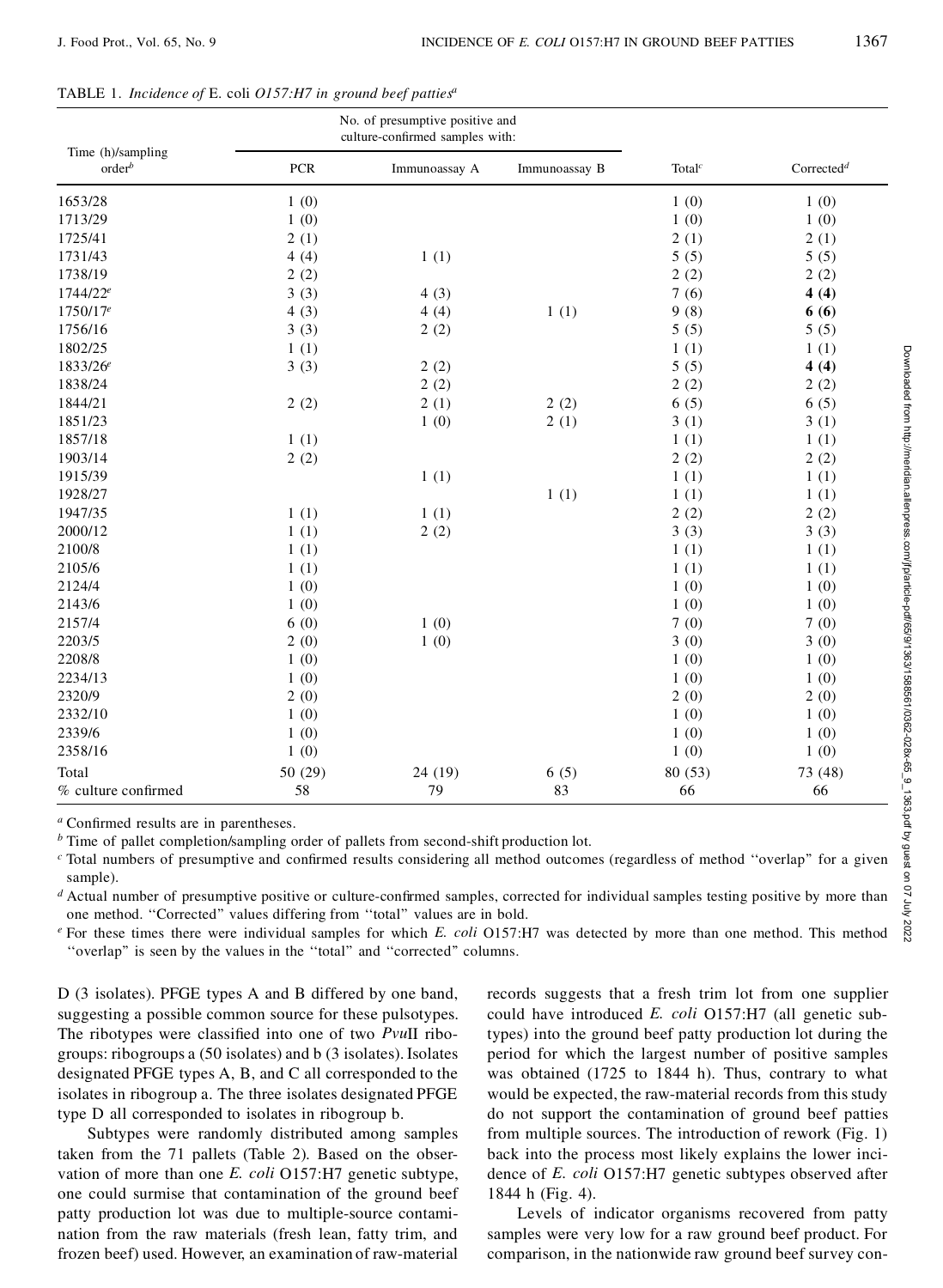TABLE 1. *Incidence of* E. coli *O157:H7 in ground beef patties*[a]

| Time (h)/sampling order[b] | No. of presumptive positive and culture-confirmed samples with: | | | Total[c] | Corrected[d] |
|---|---|---|---|---|---|
| | PCR | Immunoassay A | Immunoassay B | | |
| 1653/28 | 1 (0) | | | 1 (0) | 1 (0) |
| 1713/29 | 1 (0) | | | 1 (0) | 1 (0) |
| 1725/41 | 2 (1) | | | 2 (1) | 2 (1) |
| 1731/43 | 4 (4) | 1 (1) | | 5 (5) | 5 (5) |
| 1738/19 | 2 (2) | | | 2 (2) | 2 (2) |
| 1744/22[e] | 3 (3) | 4 (3) | | 7 (6) | **4 (4)** |
| 1750/17[e] | 4 (3) | 4 (4) | 1 (1) | 9 (8) | **6 (6)** |
| 1756/16 | 3 (3) | 2 (2) | | 5 (5) | 5 (5) |
| 1802/25 | 1 (1) | | | 1 (1) | 1 (1) |
| 1833/26[e] | 3 (3) | 2 (2) | | 5 (5) | **4 (4)** |
| 1838/24 | | 2 (2) | | 2 (2) | 2 (2) |
| 1844/21 | 2 (2) | 2 (1) | 2 (2) | 6 (5) | 6 (5) |
| 1851/23 | | 1 (0) | 2 (1) | 3 (1) | 3 (1) |
| 1857/18 | 1 (1) | | | 1 (1) | 1 (1) |
| 1903/14 | 2 (2) | | | 2 (2) | 2 (2) |
| 1915/39 | | 1 (1) | | 1 (1) | 1 (1) |
| 1928/27 | | | 1 (1) | 1 (1) | 1 (1) |
| 1947/35 | 1 (1) | 1 (1) | | 2 (2) | 2 (2) |
| 2000/12 | 1 (1) | 2 (2) | | 3 (3) | 3 (3) |
| 2100/8 | 1 (1) | | | 1 (1) | 1 (1) |
| 2105/6 | 1 (1) | | | 1 (1) | 1 (1) |
| 2124/4 | 1 (0) | | | 1 (0) | 1 (0) |
| 2143/6 | 1 (0) | | | 1 (0) | 1 (0) |
| 2157/4 | 6 (0) | 1 (0) | | 7 (0) | 7 (0) |
| 2203/5 | 2 (0) | 1 (0) | | 3 (0) | 3 (0) |
| 2208/8 | 1 (0) | | | 1 (0) | 1 (0) |
| 2234/13 | 1 (0) | | | 1 (0) | 1 (0) |
| 2320/9 | 2 (0) | | | 2 (0) | 2 (0) |
| 2332/10 | 1 (0) | | | 1 (0) | 1 (0) |
| 2339/6 | 1 (0) | | | 1 (0) | 1 (0) |
| 2358/16 | 1 (0) | | | 1 (0) | 1 (0) |
| Total | 50 (29) | 24 (19) | 6 (5) | 80 (53) | 73 (48) |
| % culture confirmed | 58 | 79 | 83 | 66 | 66 |

[a] Confirmed results are in parentheses.

[b] Time of pallet completion/sampling order of pallets from second-shift production lot.

[c] Total numbers of presumptive and confirmed results considering all method outcomes (regardless of method "overlap" for a given sample).

[d] Actual number of presumptive positive or culture-confirmed samples, corrected for individual samples testing positive by more than one method. "Corrected" values differing from "total" values are in bold.

[e] For these times there were individual samples for which *E. coli* O157:H7 was detected by more than one method. This method "overlap" is seen by the values in the "total" and "corrected" columns.

D (3 isolates). PFGE types A and B differed by one band, suggesting a possible common source for these pulsotypes. The ribotypes were classified into one of two *Pvu*II ribogroups: ribogroups a (50 isolates) and b (3 isolates). Isolates designated PFGE types A, B, and C all corresponded to the isolates in ribogroup a. The three isolates designated PFGE type D all corresponded to isolates in ribogroup b.

Subtypes were randomly distributed among samples taken from the 71 pallets (Table 2). Based on the observation of more than one *E. coli* O157:H7 genetic subtype, one could surmise that contamination of the ground beef patty production lot was due to multiple-source contamination from the raw materials (fresh lean, fatty trim, and frozen beef) used. However, an examination of raw-material records suggests that a fresh trim lot from one supplier could have introduced *E. coli* O157:H7 (all genetic subtypes) into the ground beef patty production lot during the period for which the largest number of positive samples was obtained (1725 to 1844 h). Thus, contrary to what would be expected, the raw-material records from this study do not support the contamination of ground beef patties from multiple sources. The introduction of rework (Fig. 1) back into the process most likely explains the lower incidence of *E. coli* O157:H7 genetic subtypes observed after 1844 h (Fig. 4).

Levels of indicator organisms recovered from patty samples were very low for a raw ground beef product. For comparison, in the nationwide raw ground beef survey con-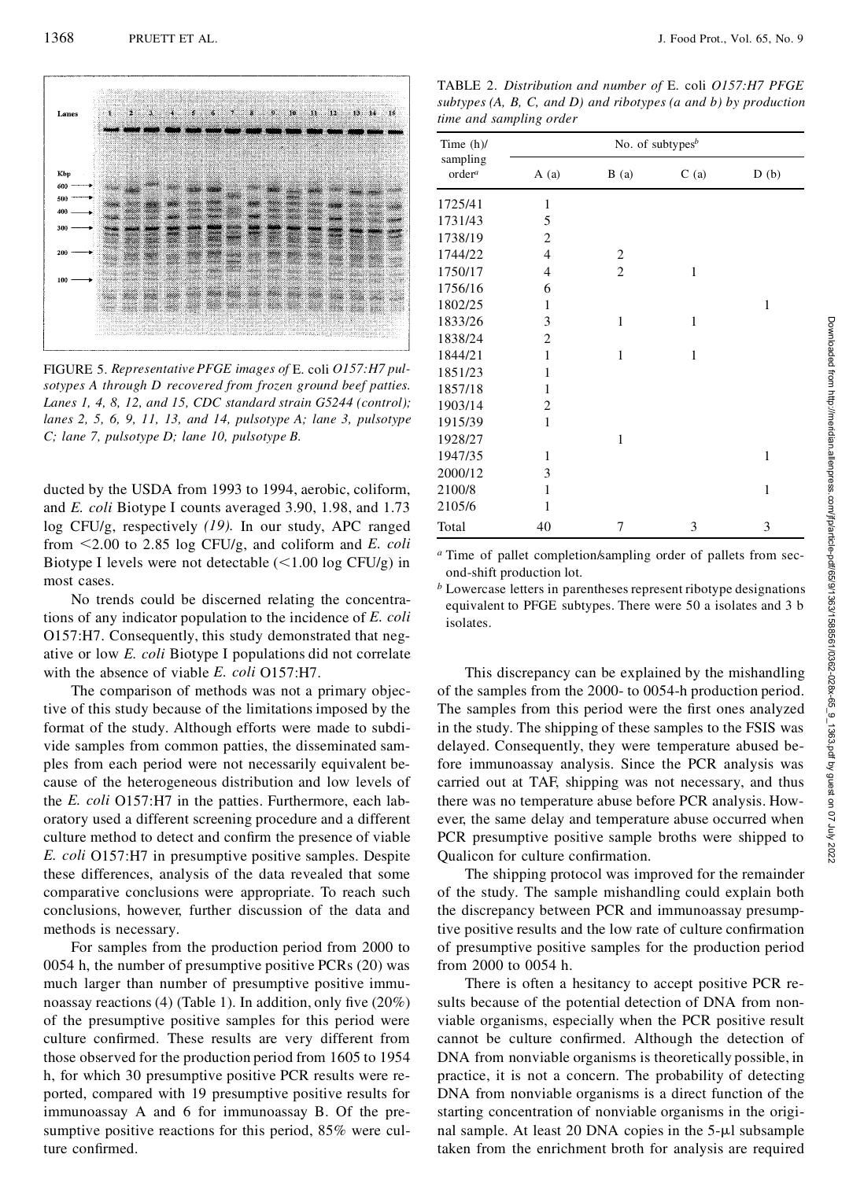FIGURE 5. *Representative PFGE images of* E. coli *O157:H7 pulsotypes A through D recovered from frozen ground beef patties. Lanes 1, 4, 8, 12, and 15, CDC standard strain G5244 (control); lanes 2, 5, 6, 9, 11, 13, and 14, pulsotype A; lane 3, pulsotype C; lane 7, pulsotype D; lane 10, pulsotype B.*

TABLE 2. *Distribution and number of* E. coli *O157:H7 PFGE subtypes (A, B, C, and D) and ribotypes (a and b) by production time and sampling order*

| Time (h)/ sampling order[a] | No. of subtypes[b] | | | |
|---|---|---|---|---|
| | A (a) | B (a) | C (a) | D (b) |
| 1725/41 | 1 | | | |
| 1731/43 | 5 | | | |
| 1738/19 | 2 | | | |
| 1744/22 | 4 | 2 | | |
| 1750/17 | 4 | 2 | 1 | |
| 1756/16 | 6 | | | |
| 1802/25 | 1 | | | 1 |
| 1833/26 | 3 | 1 | 1 | |
| 1838/24 | 2 | | | |
| 1844/21 | 1 | 1 | 1 | |
| 1851/23 | 1 | | | |
| 1857/18 | 1 | | | |
| 1903/14 | 2 | | | |
| 1915/39 | 1 | | | |
| 1928/27 | | 1 | | |
| 1947/35 | 1 | | | 1 |
| 2000/12 | 3 | | | |
| 2100/8 | 1 | | | 1 |
| 2105/6 | 1 | | | |
| Total | 40 | 7 | 3 | 3 |

[a] Time of pallet completion/sampling order of pallets from second-shift production lot.

[b] Lowercase letters in parentheses represent ribotype designations equivalent to PFGE subtypes. There were 50 a isolates and 3 b isolates.

ducted by the USDA from 1993 to 1994, aerobic, coliform, and *E. coli* Biotype I counts averaged 3.90, 1.98, and 1.73 log CFU/g, respectively *(19)*. In our study, APC ranged from <2.00 to 2.85 log CFU/g, and coliform and *E. coli* Biotype I levels were not detectable (<1.00 log CFU/g) in most cases.

No trends could be discerned relating the concentrations of any indicator population to the incidence of *E. coli* O157:H7. Consequently, this study demonstrated that negative or low *E. coli* Biotype I populations did not correlate with the absence of viable *E. coli* O157:H7.

The comparison of methods was not a primary objective of this study because of the limitations imposed by the format of the study. Although efforts were made to subdivide samples from common patties, the disseminated samples from each period were not necessarily equivalent because of the heterogeneous distribution and low levels of the *E. coli* O157:H7 in the patties. Furthermore, each laboratory used a different screening procedure and a different culture method to detect and confirm the presence of viable *E. coli* O157:H7 in presumptive positive samples. Despite these differences, analysis of the data revealed that some comparative conclusions were appropriate. To reach such conclusions, however, further discussion of the data and methods is necessary.

For samples from the production period from 2000 to 0054 h, the number of presumptive positive PCRs (20) was much larger than number of presumptive positive immunoassay reactions (4) (Table 1). In addition, only five (20%) of the presumptive positive samples for this period were culture confirmed. These results are very different from those observed for the production period from 1605 to 1954 h, for which 30 presumptive positive PCR results were reported, compared with 19 presumptive positive results for immunoassay A and 6 for immunoassay B. Of the presumptive positive reactions for this period, 85% were culture confirmed.

This discrepancy can be explained by the mishandling of the samples from the 2000- to 0054-h production period. The samples from this period were the first ones analyzed in the study. The shipping of these samples to the FSIS was delayed. Consequently, they were temperature abused before immunoassay analysis. Since the PCR analysis was carried out at TAF, shipping was not necessary, and thus there was no temperature abuse before PCR analysis. However, the same delay and temperature abuse occurred when PCR presumptive positive sample broths were shipped to Qualicon for culture confirmation.

The shipping protocol was improved for the remainder of the study. The sample mishandling could explain both the discrepancy between PCR and immunoassay presumptive positive results and the low rate of culture confirmation of presumptive positive samples for the production period from 2000 to 0054 h.

There is often a hesitancy to accept positive PCR results because of the potential detection of DNA from nonviable organisms, especially when the PCR positive result cannot be culture confirmed. Although the detection of DNA from nonviable organisms is theoretically possible, in practice, it is not a concern. The probability of detecting DNA from nonviable organisms is a direct function of the starting concentration of nonviable organisms in the original sample. At least 20 DNA copies in the 5-μl subsample taken from the enrichment broth for analysis are required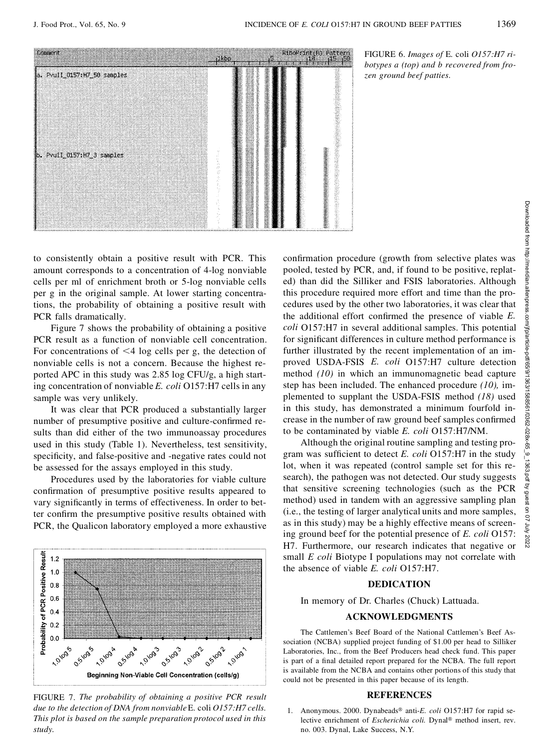FIGURE 6. *Images of* E. coli *O157:H7 ribotypes a (top) and b recovered from frozen ground beef patties.*

to consistently obtain a positive result with PCR. This amount corresponds to a concentration of 4-log nonviable cells per ml of enrichment broth or 5-log nonviable cells per g in the original sample. At lower starting concentrations, the probability of obtaining a positive result with PCR falls dramatically.

Figure 7 shows the probability of obtaining a positive PCR result as a function of nonviable cell concentration. For concentrations of <4 log cells per g, the detection of nonviable cells is not a concern. Because the highest reported APC in this study was 2.85 log CFU/g, a high starting concentration of nonviable *E. coli* O157:H7 cells in any sample was very unlikely.

It was clear that PCR produced a substantially larger number of presumptive positive and culture-confirmed results than did either of the two immunoassay procedures used in this study (Table 1). Nevertheless, test sensitivity, specificity, and false-positive and -negative rates could not be assessed for the assays employed in this study.

Procedures used by the laboratories for viable culture confirmation of presumptive positive results appeared to vary significantly in terms of effectiveness. In order to better confirm the presumptive positive results obtained with PCR, the Qualicon laboratory employed a more exhaustive confirmation procedure (growth from selective plates was pooled, tested by PCR, and, if found to be positive, replated) than did the Silliker and FSIS laboratories. Although this procedure required more effort and time than the procedures used by the other two laboratories, it was clear that the additional effort confirmed the presence of viable *E. coli* O157:H7 in several additional samples. This potential for significant differences in culture method performance is further illustrated by the recent implementation of an improved USDA-FSIS *E. coli* O157:H7 culture detection method *(10)* in which an immunomagnetic bead capture step has been included. The enhanced procedure *(10),* implemented to supplant the USDA-FSIS method *(18)* used in this study, has demonstrated a minimum fourfold increase in the number of raw ground beef samples confirmed to be contaminated by viable *E. coli* O157:H7/NM.

FIGURE 7. *The probability of obtaining a positive PCR result due to the detection of DNA from nonviable* E. coli *O157:H7 cells. This plot is based on the sample preparation protocol used in this study.*

Although the original routine sampling and testing program was sufficient to detect *E. coli* O157:H7 in the study lot, when it was repeated (control sample set for this research), the pathogen was not detected. Our study suggests that sensitive screening technologies (such as the PCR method) used in tandem with an aggressive sampling plan (i.e., the testing of larger analytical units and more samples, as in this study) may be a highly effective means of screening ground beef for the potential presence of *E. coli* O157:H7. Furthermore, our research indicates that negative or small *E coli* Biotype I populations may not correlate with the absence of viable *E. coli* O157:H7.

## DEDICATION

In memory of Dr. Charles (Chuck) Lattuada.

## ACKNOWLEDGMENTS

The Cattlemen's Beef Board of the National Cattlemen's Beef Association (NCBA) supplied project funding of $1.00 per head to Silliker Laboratories, Inc., from the Beef Producers head check fund. This paper is part of a final detailed report prepared for the NCBA. The full report is available from the NCBA and contains other portions of this study that could not be presented in this paper because of its length.

## REFERENCES

1. Anonymous. 2000. Dynabeads® anti-*E. coli* O157:H7 for rapid selective enrichment of *Escherichia coli.* Dynal® method insert, rev. no. 003. Dynal, Lake Success, N.Y.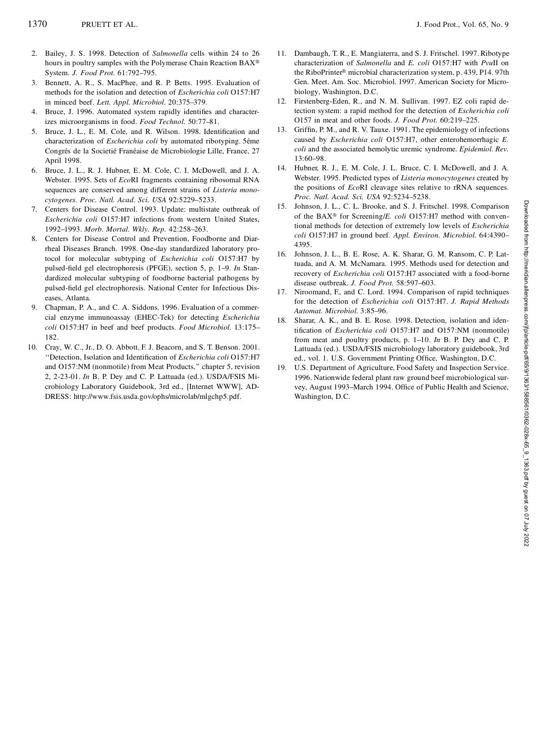2. Bailey, J. S. 1998. Detection of *Salmonella* cells within 24 to 26 hours in poultry samples with the Polymerase Chain Reaction BAX® System. *J. Food Prot.* 61:792–795.
3. Bennett, A. R., S. MacPhee, and R. P. Betts. 1995. Evaluation of methods for the isolation and detection of *Escherichia coli* O157:H7 in minced beef. *Lett. Appl. Microbiol.* 20:375–379.
4. Bruce, J. 1996. Automated system rapidly identifies and characterizes microorganisms in food. *Food Technol.* 50:77–81.
5. Bruce, J. L., E. M. Cole, and R. Wilson. 1998. Identification and characterization of *Escherichia coli* by automated ribotyping. 5éme Congrés de la Societié Franéaise de Microbiologie Lille, France, 27 April 1998.
6. Bruce, J. L., R. J. Hubner, E. M. Cole, C. I. McDowell, and J. A. Webster. 1995. Sets of *Eco*RI fragments containing ribosomal RNA sequences are conserved among different strains of *Listeria monocytogenes*. *Proc. Natl. Acad. Sci. USA* 92:5229–5233.
7. Centers for Disease Control. 1993. Update: multistate outbreak of *Escherichia coli* O157:H7 infections from western United States, 1992–1993. *Morb. Mortal. Wkly. Rep.* 42:258–263.
8. Centers for Disease Control and Prevention, Foodborne and Diarrheal Diseases Branch. 1998. One-day standardized laboratory protocol for molecular subtyping of *Escherichia coli* O157:H7 by pulsed-field gel electrophoresis (PFGE), section 5, p. 1–9. *In* Standardized molecular subtyping of foodborne bacterial pathogens by pulsed-field gel electrophoresis. National Center for Infectious Diseases, Atlanta.
9. Chapman, P. A., and C. A. Siddons. 1996. Evaluation of a commercial enzyme immunoassay (EHEC-Tek) for detecting *Escherichia coli* O157:H7 in beef and beef products. *Food Microbiol.* 13:175–182.
10. Cray, W. C., Jr., D. O. Abbott, F. J. Beacorn, and S. T. Benson. 2001. ''Detection, Isolation and Identification of *Escherichia coli* O157:H7 and O157:NM (nonmotile) from Meat Products,'' chapter 5, revision 2, 2-23-01. *In* B. P. Dey and C. P. Lattuada (ed.). USDA/FSIS Microbiology Laboratory Guidebook, 3rd ed., [Internet WWW], ADDRESS: http://www.fsis.usda.gov/ophs/microlab/mlgchp5.pdf.
11. Dambaugh, T. R., E. Mangiaterra, and S. J. Fritschel. 1997. Ribotype characterization of *Salmonella* and *E. coli* O157:H7 with *Pvu*II on the RiboPrinter® microbial characterization system, p. 439, P14. 97th Gen. Meet. Am. Soc. Microbiol. 1997. American Society for Microbiology, Washington, D.C.
12. Firstenberg-Eden, R., and N. M. Sullivan. 1997. EZ coli rapid detection system: a rapid method for the detection of *Escherichia coli* O157 in meat and other foods. *J. Food Prot.* 60:219–225.
13. Griffin, P. M., and R. V. Tauxe. 1991. The epidemiology of infections caused by *Escherichia coli* O157:H7, other enterohemorrhagic *E. coli* and the associated hemolytic uremic syndrome. *Epidemiol. Rev.* 13:60–98.
14. Hubner, R. J., E. M. Cole, J. L. Bruce, C. I. McDowell, and J. A. Webster. 1995. Predicted types of *Listeria monocytogenes* created by the positions of *Eco*RI cleavage sites relative to rRNA sequences. *Proc. Natl. Acad. Sci. USA* 92:5234–5238.
15. Johnson, J. L., C. L. Brooke, and S. J. Fritschel. 1998. Comparison of the BAX® for Screening/*E. coli* O157:H7 method with conventional methods for detection of extremely low levels of *Escherichia coli* O157:H7 in ground beef. *Appl. Environ. Microbiol.* 64:4390–4395.
16. Johnson, J. L., B. E. Rose, A. K. Sharar, G. M. Ransom, C. P. Lattuada, and A. M. McNamara. 1995. Methods used for detection and recovery of *Escherichia coli* O157:H7 associated with a food-borne disease outbreak. *J. Food Prot.* 58:597–603.
17. Niroomand, F., and C. Lord. 1994. Comparison of rapid techniques for the detection of *Escherichia coli* O157:H7. *J. Rapid Methods Automat. Microbiol.* 3:85–96.
18. Sharar, A. K., and B. E. Rose. 1998. Detection, isolation and identification of *Escherichia coli* O157:H7 and O157:NM (nonmotile) from meat and poultry products, p. 1–10. *In* B. P. Dey and C. P. Lattuada (ed.). USDA/FSIS microbiology laboratory guidebook, 3rd ed., vol. 1. U.S. Government Printing Office, Washington, D.C.
19. U.S. Department of Agriculture, Food Safety and Inspection Service. 1996. Nationwide federal plant raw ground beef microbiological survey, August 1993–March 1994. Office of Public Health and Science, Washington, D.C.